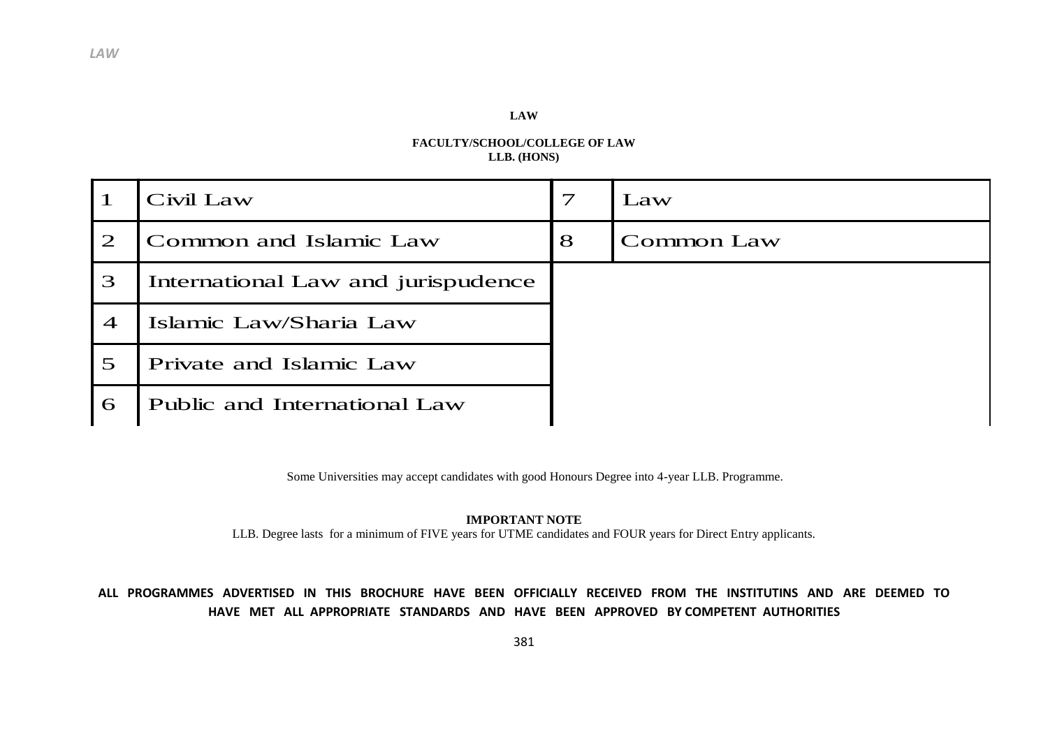# LAW

## FACULTY/SCHOOL/COLLEGE OF LAW
### LLB. (HONS)

| | | | |
|---|---|---|---|
| 1 | Civil Law | 7 | Law |
| 2 | Common and Islamic Law | 8 | Common Law |
| 3 | International Law and jurispudence | | |
| 4 | Islamic Law/Sharia Law | | |
| 5 | Private and Islamic Law | | |
| 6 | Public and International Law | | |

Some Universities may accept candidates with good Honours Degree into 4-year LLB. Programme.

**IMPORTANT NOTE**
LLB. Degree lasts for a minimum of FIVE years for UTME candidates and FOUR years for Direct Entry applicants.

**ALL PROGRAMMES ADVERTISED IN THIS BROCHURE HAVE BEEN OFFICIALLY RECEIVED FROM THE INSTITUTINS AND ARE DEEMED TO HAVE MET ALL APPROPRIATE STANDARDS AND HAVE BEEN APPROVED BY COMPETENT AUTHORITIES**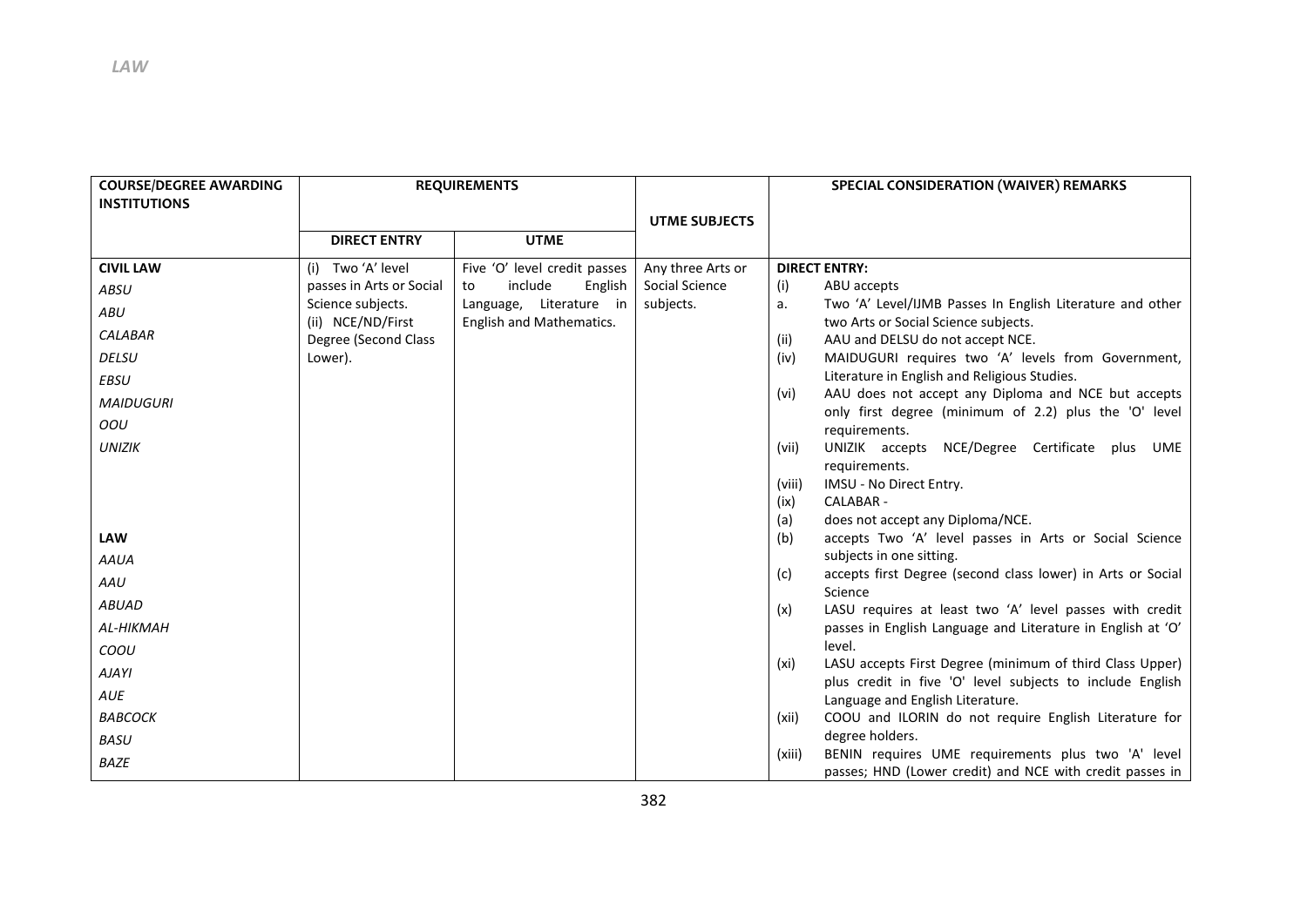*LAW*

| COURSE/DEGREE AWARDING INSTITUTIONS | REQUIREMENTS | | UTME SUBJECTS | SPECIAL CONSIDERATION (WAIVER) REMARKS |
|---|---|---|---|---|
| | DIRECT ENTRY | UTME | | |
| **CIVIL LAW**<br>*ABSU*<br>*ABU*<br>*CALABAR*<br>*DELSU*<br>*EBSU*<br>*MAIDUGURI*<br>*OOU*<br>*UNIZIK*<br><br>**LAW**<br>*AAUA*<br>*AAU*<br>*ABUAD*<br>*AL-HIKMAH*<br>*COOU*<br>*AJAYI*<br>*AUE*<br>*BABCOCK*<br>*BASU*<br>*BAZE* | (i) Two 'A' level passes in Arts or Social Science subjects.<br>(ii) NCE/ND/First Degree (Second Class Lower). | Five 'O' level credit passes to include English Language, Literature in English and Mathematics. | Any three Arts or Social Science subjects. | **DIRECT ENTRY:**<br>(i) ABU accepts<br>a. Two 'A' Level/IJMB Passes In English Literature and other two Arts or Social Science subjects.<br>(ii) AAU and DELSU do not accept NCE.<br>(iv) MAIDUGURI requires two 'A' levels from Government, Literature in English and Religious Studies.<br>(vi) AAU does not accept any Diploma and NCE but accepts only first degree (minimum of 2.2) plus the 'O' level requirements.<br>(vii) UNIZIK accepts NCE/Degree Certificate plus UME requirements.<br>(viii) IMSU - No Direct Entry.<br>(ix) CALABAR -<br>(a) does not accept any Diploma/NCE.<br>(b) accepts Two 'A' level passes in Arts or Social Science subjects in one sitting.<br>(c) accepts first Degree (second class lower) in Arts or Social Science<br>(x) LASU requires at least two 'A' level passes with credit passes in English Language and Literature in English at 'O' level.<br>(xi) LASU accepts First Degree (minimum of third Class Upper) plus credit in five 'O' level subjects to include English Language and English Literature.<br>(xii) COOU and ILORIN do not require English Literature for degree holders.<br>(xiii) BENIN requires UME requirements plus two 'A' level passes; HND (Lower credit) and NCE with credit passes in |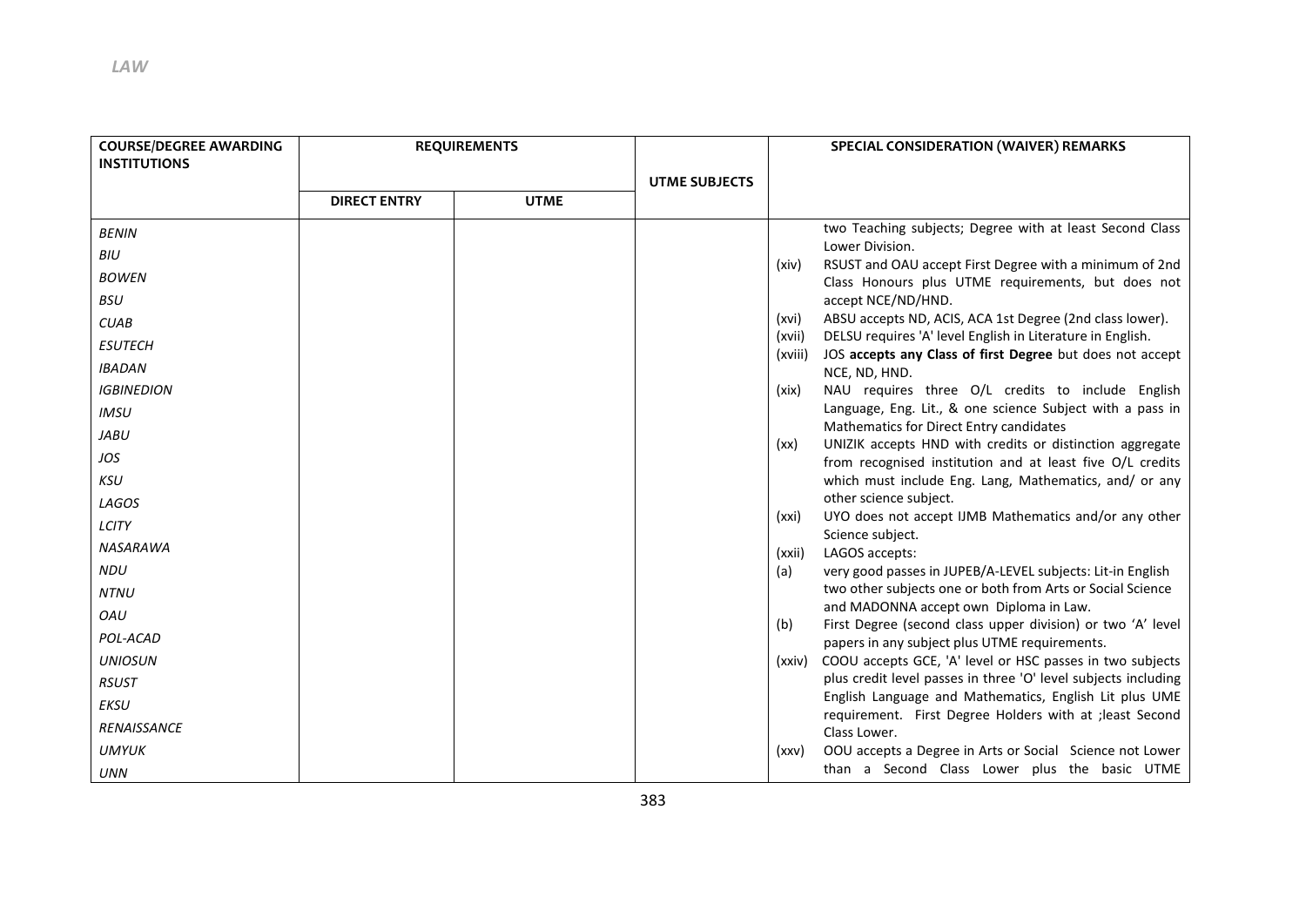*LAW*

| COURSE/DEGREE AWARDING INSTITUTIONS | REQUIREMENTS | | UTME SUBJECTS | SPECIAL CONSIDERATION (WAIVER) REMARKS |
|---|---|---|---|---|
| | DIRECT ENTRY | UTME | | |
| *BENIN*<br>*BIU*<br>*BOWEN*<br>*BSU*<br>*CUAB*<br>*ESUTECH*<br>*IBADAN*<br>*IGBINEDION*<br>*IMSU*<br>*JABU*<br>*JOS*<br>*KSU*<br>*LAGOS*<br>*LCITY*<br>*NASARAWA*<br>*NDU*<br>*NTNU*<br>*OAU*<br>*POL-ACAD*<br>*UNIOSUN*<br>*RSUST*<br>*EKSU*<br>*RENAISSANCE*<br>*UMYUK*<br>*UNN* | | | | two Teaching subjects; Degree with at least Second Class Lower Division.<br>(xiv) RSUST and OAU accept First Degree with a minimum of 2nd Class Honours plus UTME requirements, but does not accept NCE/ND/HND.<br>(xvi) ABSU accepts ND, ACIS, ACA 1st Degree (2nd class lower).<br>(xvii) DELSU requires 'A' level English in Literature in English.<br>(xviii) JOS **accepts any Class of first Degree** but does not accept NCE, ND, HND.<br>(xix) NAU requires three O/L credits to include English Language, Eng. Lit., & one science Subject with a pass in Mathematics for Direct Entry candidates<br>(xx) UNIZIK accepts HND with credits or distinction aggregate from recognised institution and at least five O/L credits which must include Eng. Lang, Mathematics, and/ or any other science subject.<br>(xxi) UYO does not accept IJMB Mathematics and/or any other Science subject.<br>(xxii) LAGOS accepts:<br>(a) very good passes in JUPEB/A-LEVEL subjects: Lit-in English two other subjects one or both from Arts or Social Science and MADONNA accept own Diploma in Law.<br>(b) First Degree (second class upper division) or two 'A' level papers in any subject plus UTME requirements.<br>(xxiv) COOU accepts GCE, 'A' level or HSC passes in two subjects plus credit level passes in three 'O' level subjects including English Language and Mathematics, English Lit plus UME requirement. First Degree Holders with at ;least Second Class Lower.<br>(xxv) OOU accepts a Degree in Arts or Social Science not Lower than a Second Class Lower plus the basic UTME |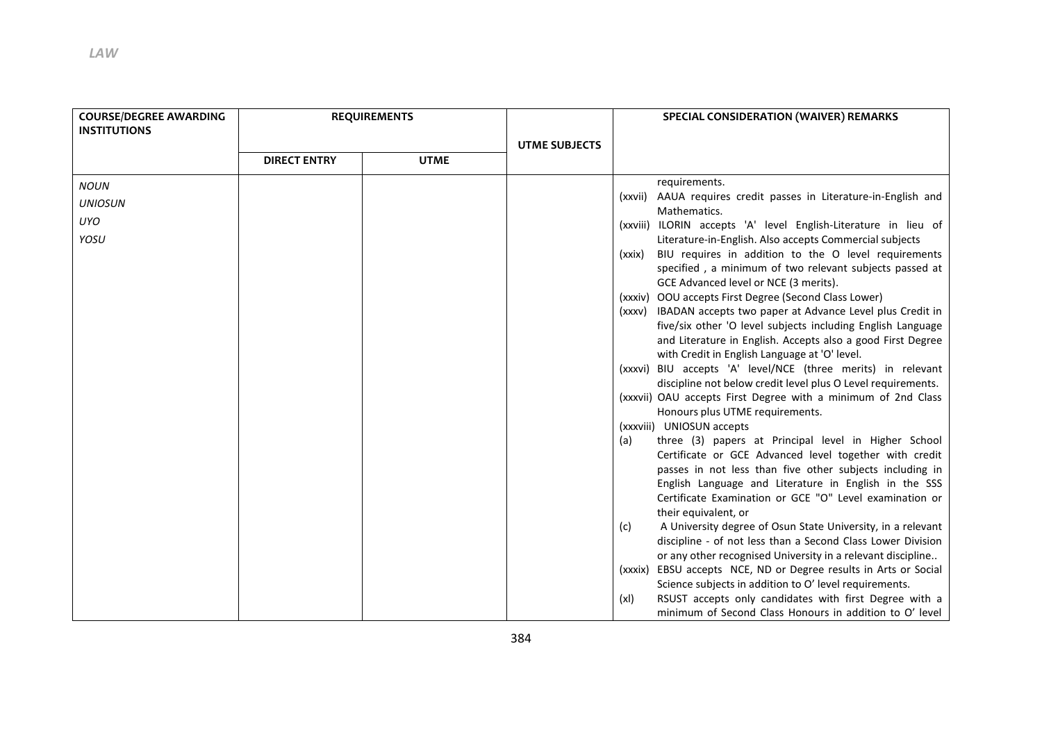| COURSE/DEGREE AWARDING INSTITUTIONS | REQUIREMENTS | | UTME SUBJECTS | SPECIAL CONSIDERATION (WAIVER) REMARKS |
|---|---|---|---|---|
| | DIRECT ENTRY | UTME | | |
| *NOUN*<br>*UNIOSUN*<br>*UYO*<br>*YOSU* | | | | requirements.<br>(xxvii) AAUA requires credit passes in Literature-in-English and Mathematics.<br>(xxviii) ILORIN accepts 'A' level English-Literature in lieu of Literature-in-English. Also accepts Commercial subjects<br>(xxix) BIU requires in addition to the O level requirements specified , a minimum of two relevant subjects passed at GCE Advanced level or NCE (3 merits).<br>(xxxiv) OOU accepts First Degree (Second Class Lower)<br>(xxxv) IBADAN accepts two paper at Advance Level plus Credit in five/six other 'O level subjects including English Language and Literature in English. Accepts also a good First Degree with Credit in English Language at 'O' level.<br>(xxxvi) BIU accepts 'A' level/NCE (three merits) in relevant discipline not below credit level plus O Level requirements.<br>(xxxvii) OAU accepts First Degree with a minimum of 2nd Class Honours plus UTME requirements.<br>(xxxviii) UNIOSUN accepts<br>(a) three (3) papers at Principal level in Higher School Certificate or GCE Advanced level together with credit passes in not less than five other subjects including in English Language and Literature in English in the SSS Certificate Examination or GCE "O" Level examination or their equivalent, or<br>(c) A University degree of Osun State University, in a relevant discipline - of not less than a Second Class Lower Division or any other recognised University in a relevant discipline..<br>(xxxix) EBSU accepts NCE, ND or Degree results in Arts or Social Science subjects in addition to O' level requirements.<br>(xl) RSUST accepts only candidates with first Degree with a minimum of Second Class Honours in addition to O' level |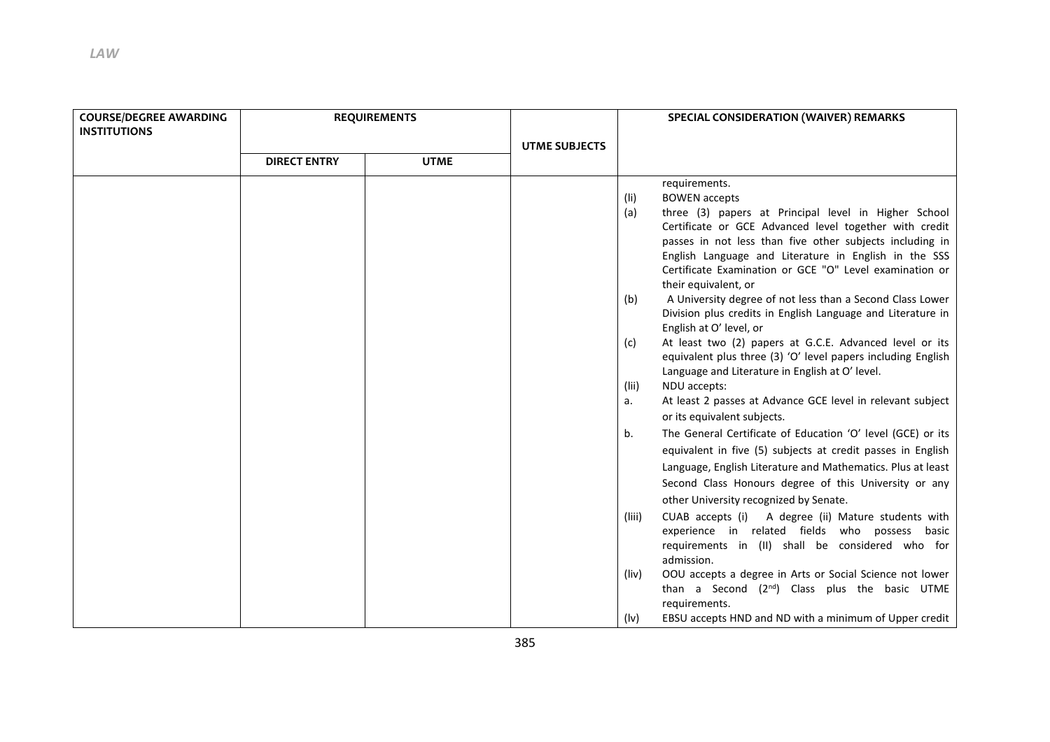*LAW*

| COURSE/DEGREE AWARDING INSTITUTIONS | REQUIREMENTS | | UTME SUBJECTS | SPECIAL CONSIDERATION (WAIVER) REMARKS |
|---|---|---|---|---|
| | DIRECT ENTRY | UTME | | |
| | | | | requirements.<br>(li) BOWEN accepts<br>(a) three (3) papers at Principal level in Higher School Certificate or GCE Advanced level together with credit passes in not less than five other subjects including in English Language and Literature in English in the SSS Certificate Examination or GCE "O" Level examination or their equivalent, or<br>(b) A University degree of not less than a Second Class Lower Division plus credits in English Language and Literature in English at O' level, or<br>(c) At least two (2) papers at G.C.E. Advanced level or its equivalent plus three (3) 'O' level papers including English Language and Literature in English at O' level.<br>(lii) NDU accepts:<br>a. At least 2 passes at Advance GCE level in relevant subject or its equivalent subjects.<br>b. The General Certificate of Education 'O' level (GCE) or its equivalent in five (5) subjects at credit passes in English Language, English Literature and Mathematics. Plus at least Second Class Honours degree of this University or any other University recognized by Senate.<br>(liii) CUAB accepts (i) A degree (ii) Mature students with experience in related fields who possess basic requirements in (II) shall be considered who for admission.<br>(liv) OOU accepts a degree in Arts or Social Science not lower than a Second (2nd) Class plus the basic UTME requirements.<br>(lv) EBSU accepts HND and ND with a minimum of Upper credit |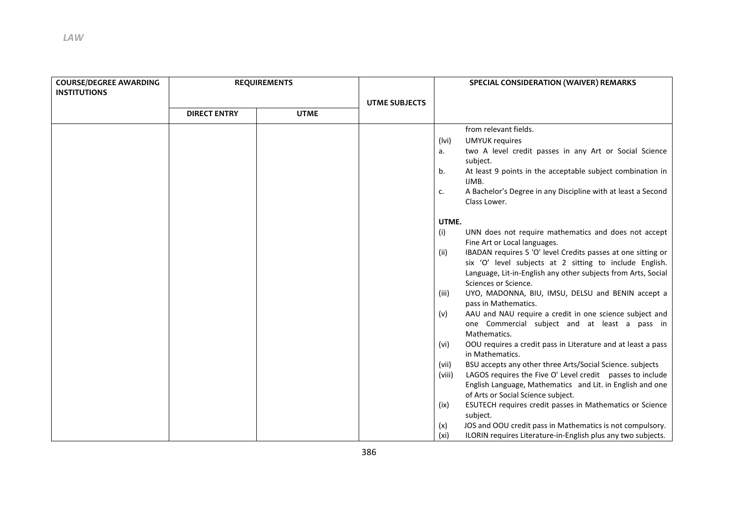| COURSE/DEGREE AWARDING INSTITUTIONS | REQUIREMENTS | | UTME SUBJECTS | SPECIAL CONSIDERATION (WAIVER) REMARKS |
|---|---|---|---|---|
| | DIRECT ENTRY | UTME | | |
| | | | | from relevant fields.<br>(lvi) UMYUK requires<br>a. two A level credit passes in any Art or Social Science subject.<br>b. At least 9 points in the acceptable subject combination in IJMB.<br>c. A Bachelor's Degree in any Discipline with at least a Second Class Lower.<br><br>**UTME.**<br>(i) UNN does not require mathematics and does not accept Fine Art or Local languages.<br>(ii) IBADAN requires 5 'O' level Credits passes at one sitting or six 'O' level subjects at 2 sitting to include English. Language, Lit-in-English any other subjects from Arts, Social Sciences or Science.<br>(iii) UYO, MADONNA, BIU, IMSU, DELSU and BENIN accept a pass in Mathematics.<br>(v) AAU and NAU require a credit in one science subject and one Commercial subject and at least a pass in Mathematics.<br>(vi) OOU requires a credit pass in Literature and at least a pass in Mathematics.<br>(vii) BSU accepts any other three Arts/Social Science. subjects<br>(viii) LAGOS requires the Five O' Level credit passes to include English Language, Mathematics and Lit. in English and one of Arts or Social Science subject.<br>(ix) ESUTECH requires credit passes in Mathematics or Science subject.<br>(x) JOS and OOU credit pass in Mathematics is not compulsory.<br>(xi) ILORIN requires Literature-in-English plus any two subjects. |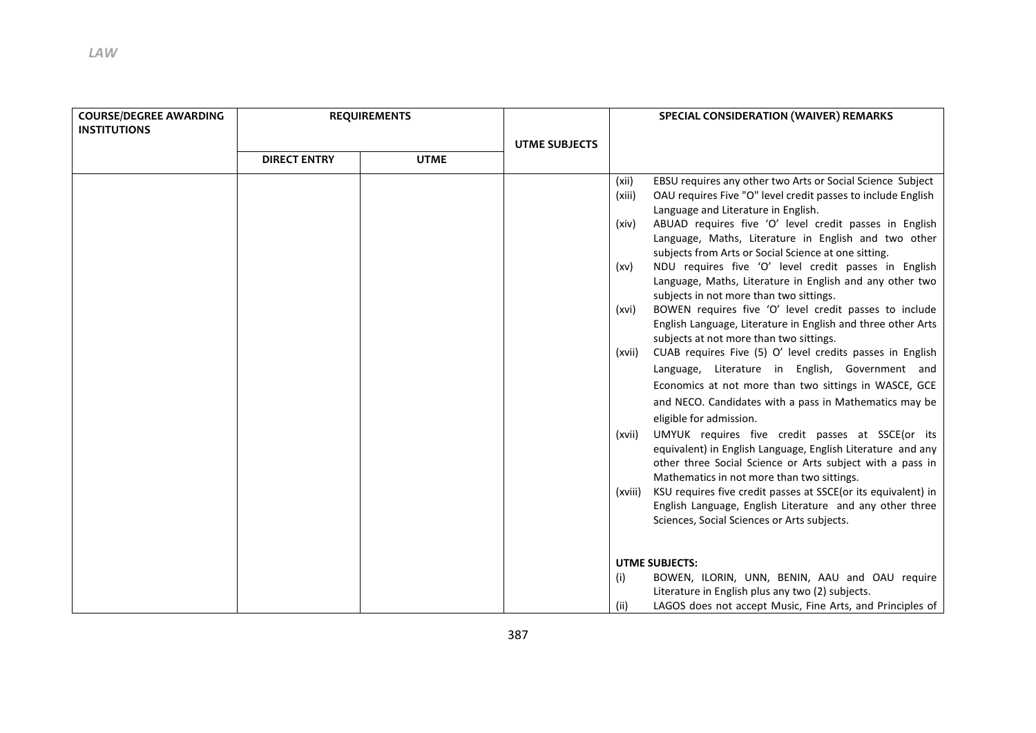| COURSE/DEGREE AWARDING INSTITUTIONS | REQUIREMENTS | | UTME SUBJECTS | SPECIAL CONSIDERATION (WAIVER) REMARKS |
|---|---|---|---|---|
| | DIRECT ENTRY | UTME | | |
| | | | | (xii) EBSU requires any other two Arts or Social Science Subject<br>(xiii) OAU requires Five "O" level credit passes to include English Language and Literature in English.<br>(xiv) ABUAD requires five 'O' level credit passes in English Language, Maths, Literature in English and two other subjects from Arts or Social Science at one sitting.<br>(xv) NDU requires five 'O' level credit passes in English Language, Maths, Literature in English and any other two subjects in not more than two sittings.<br>(xvi) BOWEN requires five 'O' level credit passes to include English Language, Literature in English and three other Arts subjects at not more than two sittings.<br>(xvii) CUAB requires Five (5) O' level credits passes in English Language, Literature in English, Government and Economics at not more than two sittings in WASCE, GCE and NECO. Candidates with a pass in Mathematics may be eligible for admission.<br>(xvii) UMYUK requires five credit passes at SSCE(or its equivalent) in English Language, English Literature and any other three Social Science or Arts subject with a pass in Mathematics in not more than two sittings.<br>(xviii) KSU requires five credit passes at SSCE(or its equivalent) in English Language, English Literature and any other three Sciences, Social Sciences or Arts subjects.<br><br>**UTME SUBJECTS:**<br>(i) BOWEN, ILORIN, UNN, BENIN, AAU and OAU require Literature in English plus any two (2) subjects.<br>(ii) LAGOS does not accept Music, Fine Arts, and Principles of |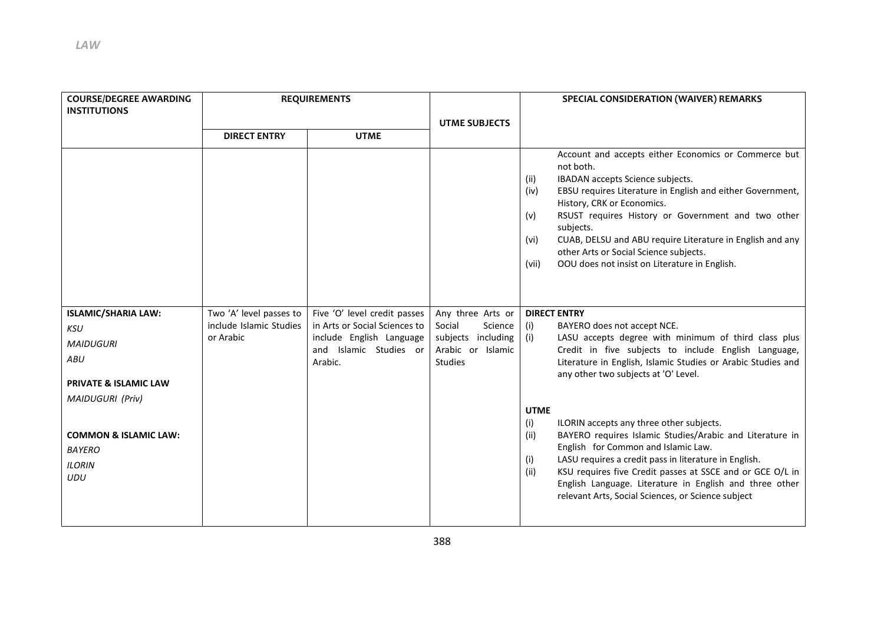*LAW*

| COURSE/DEGREE AWARDING INSTITUTIONS | REQUIREMENTS | | UTME SUBJECTS | SPECIAL CONSIDERATION (WAIVER) REMARKS |
|---|---|---|---|---|
| | DIRECT ENTRY | UTME | | |
| | | | | Account and accepts either Economics or Commerce but not both.<br>(ii) IBADAN accepts Science subjects.<br>(iv) EBSU requires Literature in English and either Government, History, CRK or Economics.<br>(v) RSUST requires History or Government and two other subjects.<br>(vi) CUAB, DELSU and ABU require Literature in English and any other Arts or Social Science subjects.<br>(vii) OOU does not insist on Literature in English. |
| **ISLAMIC/SHARIA LAW:**<br>*KSU*<br>*MAIDUGURI*<br>*ABU*<br><br>**PRIVATE & ISLAMIC LAW**<br>*MAIDUGURI (Priv)*<br><br>**COMMON & ISLAMIC LAW:**<br>*BAYERO*<br>*ILORIN*<br>*UDU* | Two 'A' level passes to include Islamic Studies or Arabic | Five 'O' level credit passes in Arts or Social Sciences to include English Language and Islamic Studies or Arabic. | Any three Arts or Social Science subjects including Arabic or Islamic Studies | **DIRECT ENTRY**<br>(i) BAYERO does not accept NCE.<br>(i) LASU accepts degree with minimum of third class plus Credit in five subjects to include English Language, Literature in English, Islamic Studies or Arabic Studies and any other two subjects at 'O' Level.<br><br>**UTME**<br>(i) ILORIN accepts any three other subjects.<br>(ii) BAYERO requires Islamic Studies/Arabic and Literature in English for Common and Islamic Law.<br>(i) LASU requires a credit pass in literature in English.<br>(ii) KSU requires five Credit passes at SSCE and or GCE O/L in English Language. Literature in English and three other relevant Arts, Social Sciences, or Science subject |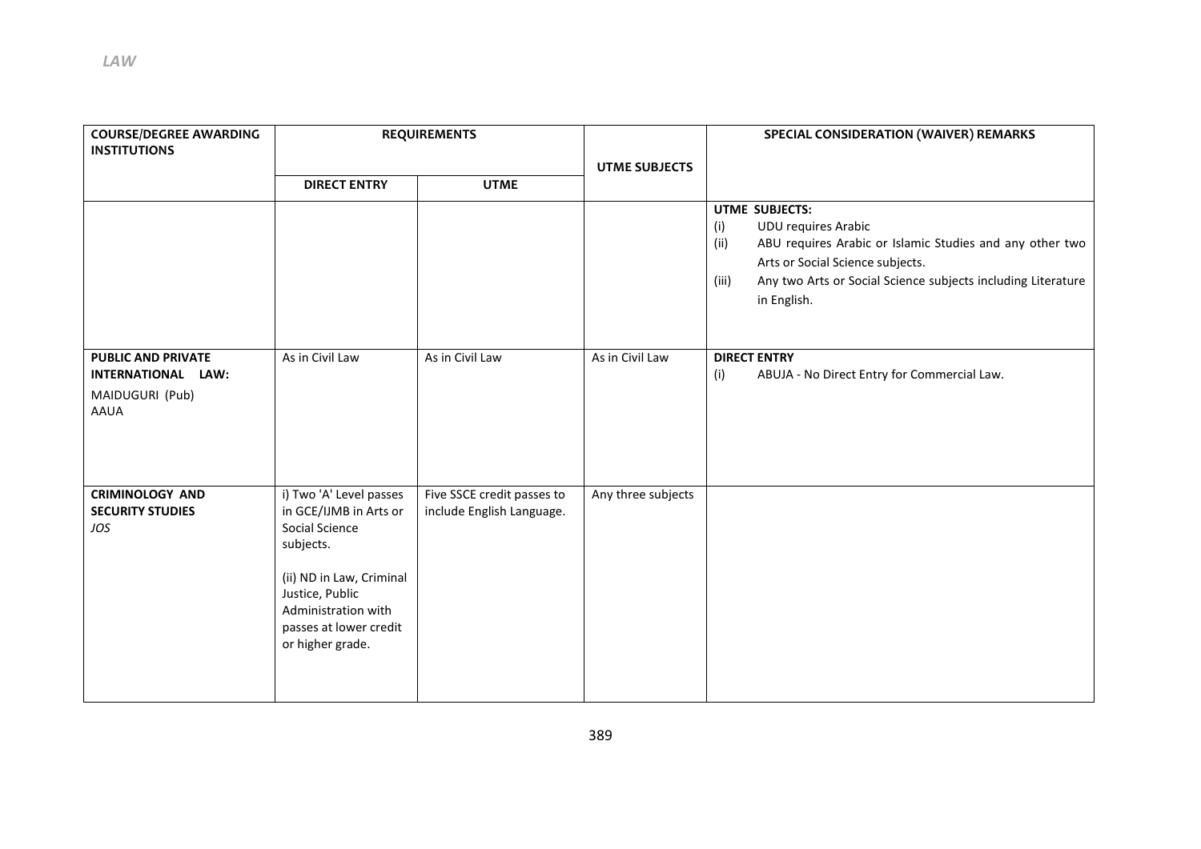| COURSE/DEGREE AWARDING INSTITUTIONS | REQUIREMENTS | | UTME SUBJECTS | SPECIAL CONSIDERATION (WAIVER) REMARKS |
|---|---|---|---|---|
| | DIRECT ENTRY | UTME | | |
| | | | | **UTME SUBJECTS:**<br>(i) UDU requires Arabic<br>(ii) ABU requires Arabic or Islamic Studies and any other two Arts or Social Science subjects.<br>(iii) Any two Arts or Social Science subjects including Literature in English. |
| **PUBLIC AND PRIVATE INTERNATIONAL LAW:**<br>MAIDUGURI (Pub)<br>AAUA | As in Civil Law | As in Civil Law | As in Civil Law | **DIRECT ENTRY**<br>(i) ABUJA - No Direct Entry for Commercial Law. |
| **CRIMINOLOGY AND SECURITY STUDIES**<br>*JOS* | i) Two 'A' Level passes in GCE/IJMB in Arts or Social Science subjects.<br><br>(ii) ND in Law, Criminal Justice, Public Administration with passes at lower credit or higher grade. | Five SSCE credit passes to include English Language. | Any three subjects | |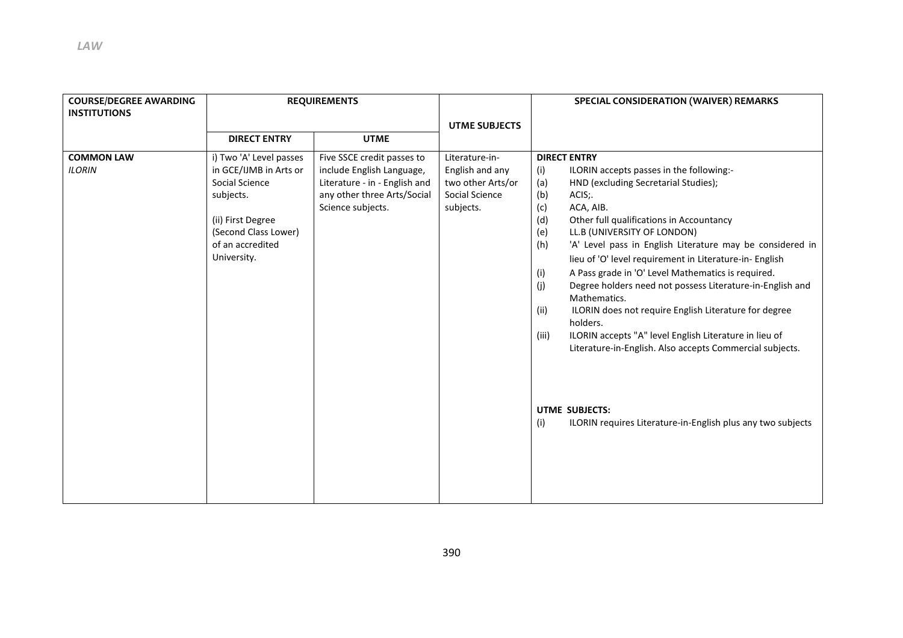*LAW*

| COURSE/DEGREE AWARDING INSTITUTIONS | REQUIREMENTS | | UTME SUBJECTS | SPECIAL CONSIDERATION (WAIVER) REMARKS |
|---|---|---|---|---|
| | DIRECT ENTRY | UTME | | |
| **COMMON LAW**<br>*ILORIN* | i) Two 'A' Level passes in GCE/IJMB in Arts or Social Science subjects.<br><br>(ii) First Degree (Second Class Lower) of an accredited University. | Five SSCE credit passes to include English Language, Literature - in - English and any other three Arts/Social Science subjects. | Literature-in-English and any two other Arts/or Social Science subjects. | **DIRECT ENTRY**<br>(i) ILORIN accepts passes in the following:-<br>(a) HND (excluding Secretarial Studies);<br>(b) ACIS;.<br>(c) ACA, AIB.<br>(d) Other full qualifications in Accountancy<br>(e) LL.B (UNIVERSITY OF LONDON)<br>(h) 'A' Level pass in English Literature may be considered in lieu of 'O' level requirement in Literature-in- English<br>(i) A Pass grade in 'O' Level Mathematics is required.<br>(j) Degree holders need not possess Literature-in-English and Mathematics.<br>(ii) ILORIN does not require English Literature for degree holders.<br>(iii) ILORIN accepts "A" level English Literature in lieu of Literature-in-English. Also accepts Commercial subjects.<br><br>**UTME SUBJECTS:**<br>(i) ILORIN requires Literature-in-English plus any two subjects |